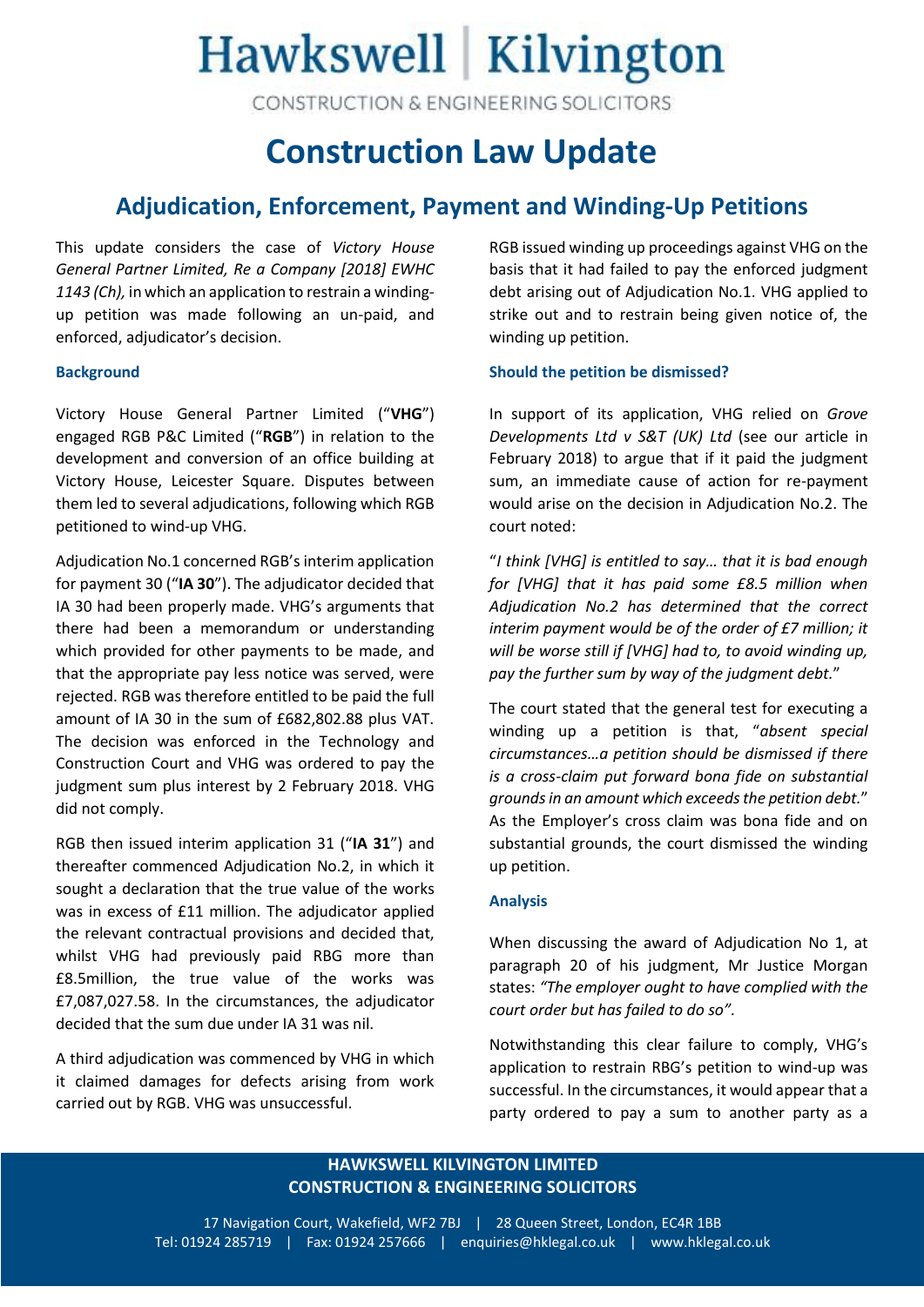# Hawkswell | Kilvington

CONSTRUCTION & ENGINEERING SOLICITORS

# Construction Law Update

## Adjudication, Enforcement, Payment and Winding-Up Petitions

This update considers the case of *Victory House General Partner Limited, Re a Company [2018] EWHC 1143 (Ch),* in which an application to restrain a winding-up petition was made following an un-paid, and enforced, adjudicator's decision.

### Background

Victory House General Partner Limited ("**VHG**") engaged RGB P&C Limited ("**RGB**") in relation to the development and conversion of an office building at Victory House, Leicester Square. Disputes between them led to several adjudications, following which RGB petitioned to wind-up VHG.

Adjudication No.1 concerned RGB's interim application for payment 30 ("**IA 30**"). The adjudicator decided that IA 30 had been properly made. VHG's arguments that there had been a memorandum or understanding which provided for other payments to be made, and that the appropriate pay less notice was served, were rejected. RGB was therefore entitled to be paid the full amount of IA 30 in the sum of £682,802.88 plus VAT. The decision was enforced in the Technology and Construction Court and VHG was ordered to pay the judgment sum plus interest by 2 February 2018. VHG did not comply.

RGB then issued interim application 31 ("**IA 31**") and thereafter commenced Adjudication No.2, in which it sought a declaration that the true value of the works was in excess of £11 million. The adjudicator applied the relevant contractual provisions and decided that, whilst VHG had previously paid RBG more than £8.5million, the true value of the works was £7,087,027.58. In the circumstances, the adjudicator decided that the sum due under IA 31 was nil.

A third adjudication was commenced by VHG in which it claimed damages for defects arising from work carried out by RGB. VHG was unsuccessful.

RGB issued winding up proceedings against VHG on the basis that it had failed to pay the enforced judgment debt arising out of Adjudication No.1. VHG applied to strike out and to restrain being given notice of, the winding up petition.

### Should the petition be dismissed?

In support of its application, VHG relied on *Grove Developments Ltd v S&T (UK) Ltd* (see our article in February 2018) to argue that if it paid the judgment sum, an immediate cause of action for re-payment would arise on the decision in Adjudication No.2. The court noted:

"*I think [VHG] is entitled to say… that it is bad enough for [VHG] that it has paid some £8.5 million when Adjudication No.2 has determined that the correct interim payment would be of the order of £7 million; it will be worse still if [VHG] had to, to avoid winding up, pay the further sum by way of the judgment debt.*"

The court stated that the general test for executing a winding up a petition is that, "*absent special circumstances…a petition should be dismissed if there is a cross-claim put forward bona fide on substantial grounds in an amount which exceeds the petition debt.*" As the Employer's cross claim was bona fide and on substantial grounds, the court dismissed the winding up petition.

### Analysis

When discussing the award of Adjudication No 1, at paragraph 20 of his judgment, Mr Justice Morgan states: *"The employer ought to have complied with the court order but has failed to do so".*

Notwithstanding this clear failure to comply, VHG's application to restrain RBG's petition to wind-up was successful. In the circumstances, it would appear that a party ordered to pay a sum to another party as a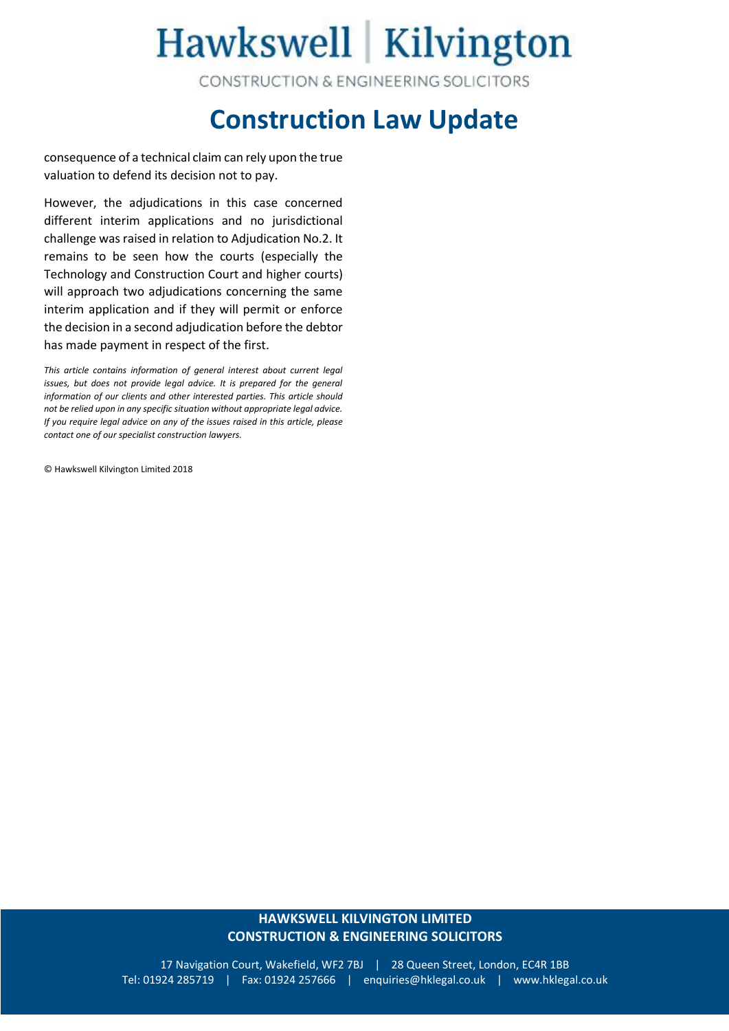consequence of a technical claim can rely upon the true valuation to defend its decision not to pay.

However, the adjudications in this case concerned different interim applications and no jurisdictional challenge was raised in relation to Adjudication No.2. It remains to be seen how the courts (especially the Technology and Construction Court and higher courts) will approach two adjudications concerning the same interim application and if they will permit or enforce the decision in a second adjudication before the debtor has made payment in respect of the first.

*This article contains information of general interest about current legal issues, but does not provide legal advice. It is prepared for the general information of our clients and other interested parties. This article should not be relied upon in any specific situation without appropriate legal advice. If you require legal advice on any of the issues raised in this article, please contact one of our specialist construction lawyers.*

© Hawkswell Kilvington Limited 2018